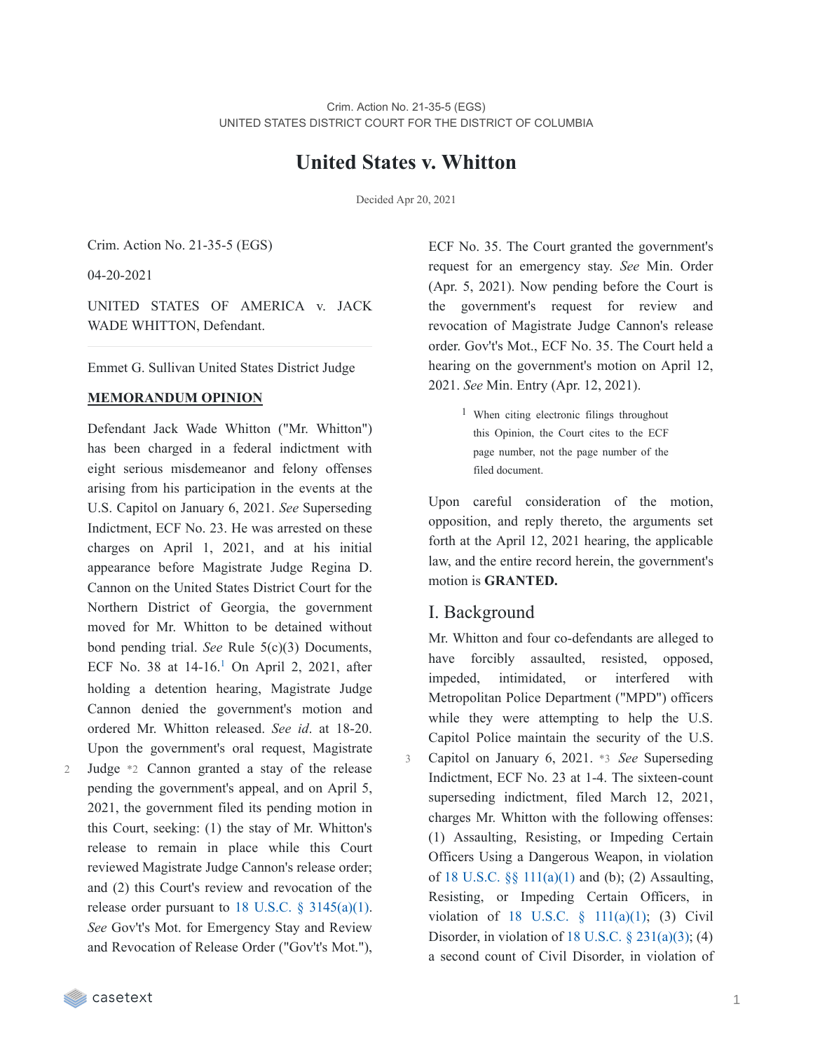Crim. Action No. 21-35-5 (EGS)
UNITED STATES DISTRICT COURT FOR THE DISTRICT OF COLUMBIA

# United States v. Whitton

Decided Apr 20, 2021

Crim. Action No. 21-35-5 (EGS)

04-20-2021

UNITED STATES OF AMERICA v. JACK WADE WHITTON, Defendant.

---

Emmet G. Sullivan United States District Judge

**MEMORANDUM OPINION**

Defendant Jack Wade Whitton ("Mr. Whitton") has been charged in a federal indictment with eight serious misdemeanor and felony offenses arising from his participation in the events at the U.S. Capitol on January 6, 2021. *See* Superseding Indictment, ECF No. 23. He was arrested on these charges on April 1, 2021, and at his initial appearance before Magistrate Judge Regina D. Cannon on the United States District Court for the Northern District of Georgia, the government moved for Mr. Whitton to be detained without bond pending trial. *See* Rule 5(c)(3) Documents, ECF No. 38 at 14-16.[1] On April 2, 2021, after holding a detention hearing, Magistrate Judge Cannon denied the government's motion and ordered Mr. Whitton released. *See id*. at 18-20. Upon the government's oral request, Magistrate Judge *2 Cannon granted a stay of the release pending the government's appeal, and on April 5, 2021, the government filed its pending motion in this Court, seeking: (1) the stay of Mr. Whitton's release to remain in place while this Court reviewed Magistrate Judge Cannon's release order; and (2) this Court's review and revocation of the release order pursuant to 18 U.S.C. § 3145(a)(1). *See* Gov't's Mot. for Emergency Stay and Review and Revocation of Release Order ("Gov't's Mot."), ECF No. 35. The Court granted the government's request for an emergency stay. *See* Min. Order (Apr. 5, 2021). Now pending before the Court is the government's request for review and revocation of Magistrate Judge Cannon's release order. Gov't's Mot., ECF No. 35. The Court held a hearing on the government's motion on April 12, 2021. *See* Min. Entry (Apr. 12, 2021).

[1] When citing electronic filings throughout this Opinion, the Court cites to the ECF page number, not the page number of the filed document.

Upon careful consideration of the motion, opposition, and reply thereto, the arguments set forth at the April 12, 2021 hearing, the applicable law, and the entire record herein, the government's motion is **GRANTED.**

## I. Background

Mr. Whitton and four co-defendants are alleged to have forcibly assaulted, resisted, opposed, impeded, intimidated, or interfered with Metropolitan Police Department ("MPD") officers while they were attempting to help the U.S. Capitol Police maintain the security of the U.S. Capitol on January 6, 2021. *3 *See* Superseding Indictment, ECF No. 23 at 1-4. The sixteen-count superseding indictment, filed March 12, 2021, charges Mr. Whitton with the following offenses: (1) Assaulting, Resisting, or Impeding Certain Officers Using a Dangerous Weapon, in violation of 18 U.S.C. §§ 111(a)(1) and (b); (2) Assaulting, Resisting, or Impeding Certain Officers, in violation of 18 U.S.C. § 111(a)(1); (3) Civil Disorder, in violation of 18 U.S.C. § 231(a)(3); (4) a second count of Civil Disorder, in violation of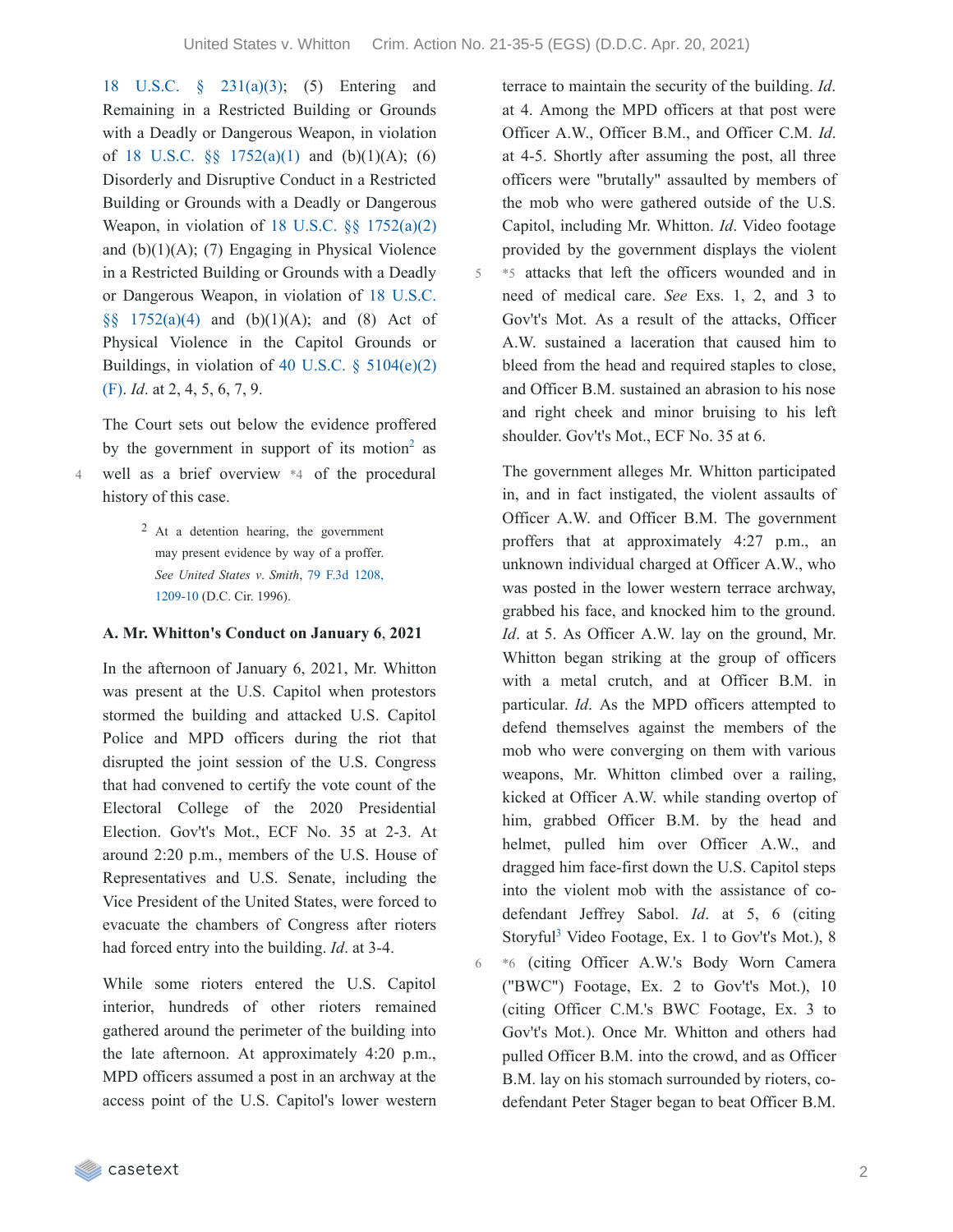18 U.S.C. § 231(a)(3); (5) Entering and Remaining in a Restricted Building or Grounds with a Deadly or Dangerous Weapon, in violation of 18 U.S.C. §§ 1752(a)(1) and (b)(1)(A); (6) Disorderly and Disruptive Conduct in a Restricted Building or Grounds with a Deadly or Dangerous Weapon, in violation of 18 U.S.C. §§ 1752(a)(2) and (b)(1)(A); (7) Engaging in Physical Violence in a Restricted Building or Grounds with a Deadly or Dangerous Weapon, in violation of 18 U.S.C. §§ 1752(a)(4) and (b)(1)(A); and (8) Act of Physical Violence in the Capitol Grounds or Buildings, in violation of 40 U.S.C. § 5104(e)(2)(F). *Id*. at 2, 4, 5, 6, 7, 9.

The Court sets out below the evidence proffered by the government in support of its motion[2] as well as a brief overview *4 of the procedural history of this case.

> [2] At a detention hearing, the government may present evidence by way of a proffer. *See United States v. Smith*, 79 F.3d 1208, 1209-10 (D.C. Cir. 1996).

### A. Mr. Whitton's Conduct on January 6, 2021

In the afternoon of January 6, 2021, Mr. Whitton was present at the U.S. Capitol when protestors stormed the building and attacked U.S. Capitol Police and MPD officers during the riot that disrupted the joint session of the U.S. Congress that had convened to certify the vote count of the Electoral College of the 2020 Presidential Election. Gov't's Mot., ECF No. 35 at 2-3. At around 2:20 p.m., members of the U.S. House of Representatives and U.S. Senate, including the Vice President of the United States, were forced to evacuate the chambers of Congress after rioters had forced entry into the building. *Id*. at 3-4.

While some rioters entered the U.S. Capitol interior, hundreds of other rioters remained gathered around the perimeter of the building into the late afternoon. At approximately 4:20 p.m., MPD officers assumed a post in an archway at the access point of the U.S. Capitol's lower western terrace to maintain the security of the building. *Id*. at 4. Among the MPD officers at that post were Officer A.W., Officer B.M., and Officer C.M. *Id*. at 4-5. Shortly after assuming the post, all three officers were "brutally" assaulted by members of the mob who were gathered outside of the U.S. Capitol, including Mr. Whitton. *Id*. Video footage provided by the government displays the violent *5 attacks that left the officers wounded and in need of medical care. *See* Exs. 1, 2, and 3 to Gov't's Mot. As a result of the attacks, Officer A.W. sustained a laceration that caused him to bleed from the head and required staples to close, and Officer B.M. sustained an abrasion to his nose and right cheek and minor bruising to his left shoulder. Gov't's Mot., ECF No. 35 at 6.

The government alleges Mr. Whitton participated in, and in fact instigated, the violent assaults of Officer A.W. and Officer B.M. The government proffers that at approximately 4:27 p.m., an unknown individual charged at Officer A.W., who was posted in the lower western terrace archway, grabbed his face, and knocked him to the ground. *Id*. at 5. As Officer A.W. lay on the ground, Mr. Whitton began striking at the group of officers with a metal crutch, and at Officer B.M. in particular. *Id*. As the MPD officers attempted to defend themselves against the members of the mob who were converging on them with various weapons, Mr. Whitton climbed over a railing, kicked at Officer A.W. while standing overtop of him, grabbed Officer B.M. by the head and helmet, pulled him over Officer A.W., and dragged him face-first down the U.S. Capitol steps into the violent mob with the assistance of co-defendant Jeffrey Sabol. *Id*. at 5, 6 (citing Storyful[3] Video Footage, Ex. 1 to Gov't's Mot.), 8 *6 (citing Officer A.W.'s Body Worn Camera ("BWC") Footage, Ex. 2 to Gov't's Mot.), 10 (citing Officer C.M.'s BWC Footage, Ex. 3 to Gov't's Mot.). Once Mr. Whitton and others had pulled Officer B.M. into the crowd, and as Officer B.M. lay on his stomach surrounded by rioters, co-defendant Peter Stager began to beat Officer B.M.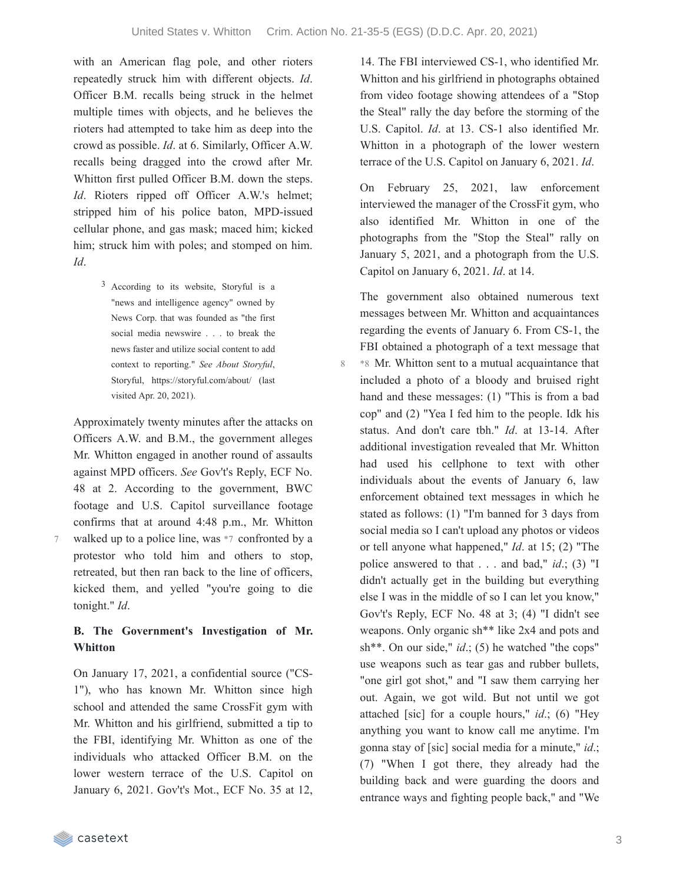with an American flag pole, and other rioters repeatedly struck him with different objects. *Id*. Officer B.M. recalls being struck in the helmet multiple times with objects, and he believes the rioters had attempted to take him as deep into the crowd as possible. *Id*. at 6. Similarly, Officer A.W. recalls being dragged into the crowd after Mr. Whitton first pulled Officer B.M. down the steps. *Id*. Rioters ripped off Officer A.W.'s helmet; stripped him of his police baton, MPD-issued cellular phone, and gas mask; maced him; kicked him; struck him with poles; and stomped on him. *Id*.

[3] According to its website, Storyful is a "news and intelligence agency" owned by News Corp. that was founded as "the first social media newswire . . . to break the news faster and utilize social content to add context to reporting." *See About Storyful*, Storyful, https://storyful.com/about/ (last visited Apr. 20, 2021).

Approximately twenty minutes after the attacks on Officers A.W. and B.M., the government alleges Mr. Whitton engaged in another round of assaults against MPD officers. *See* Gov't's Reply, ECF No. 48 at 2. According to the government, BWC footage and U.S. Capitol surveillance footage confirms that at around 4:48 p.m., Mr. Whitton walked up to a police line, was *7 confronted by a protestor who told him and others to stop, retreated, but then ran back to the line of officers, kicked them, and yelled "you're going to die tonight." *Id*.

### B. The Government's Investigation of Mr. Whitton

On January 17, 2021, a confidential source ("CS-1"), who has known Mr. Whitton since high school and attended the same CrossFit gym with Mr. Whitton and his girlfriend, submitted a tip to the FBI, identifying Mr. Whitton as one of the individuals who attacked Officer B.M. on the lower western terrace of the U.S. Capitol on January 6, 2021. Gov't's Mot., ECF No. 35 at 12, 14. The FBI interviewed CS-1, who identified Mr. Whitton and his girlfriend in photographs obtained from video footage showing attendees of a "Stop the Steal" rally the day before the storming of the U.S. Capitol. *Id*. at 13. CS-1 also identified Mr. Whitton in a photograph of the lower western terrace of the U.S. Capitol on January 6, 2021. *Id*.

On February 25, 2021, law enforcement interviewed the manager of the CrossFit gym, who also identified Mr. Whitton in one of the photographs from the "Stop the Steal" rally on January 5, 2021, and a photograph from the U.S. Capitol on January 6, 2021. *Id*. at 14.

The government also obtained numerous text messages between Mr. Whitton and acquaintances regarding the events of January 6. From CS-1, the FBI obtained a photograph of a text message that *8 Mr. Whitton sent to a mutual acquaintance that included a photo of a bloody and bruised right hand and these messages: (1) "This is from a bad cop" and (2) "Yea I fed him to the people. Idk his status. And don't care tbh." *Id*. at 13-14. After additional investigation revealed that Mr. Whitton had used his cellphone to text with other individuals about the events of January 6, law enforcement obtained text messages in which he stated as follows: (1) "I'm banned for 3 days from social media so I can't upload any photos or videos or tell anyone what happened," *Id*. at 15; (2) "The police answered to that . . . and bad," *id*.; (3) "I didn't actually get in the building but everything else I was in the middle of so I can let you know," Gov't's Reply, ECF No. 48 at 3; (4) "I didn't see weapons. Only organic sh** like 2x4 and pots and sh**. On our side," *id*.; (5) he watched "the cops" use weapons such as tear gas and rubber bullets, "one girl got shot," and "I saw them carrying her out. Again, we got wild. But not until we got attached [sic] for a couple hours," *id*.; (6) "Hey anything you want to know call me anytime. I'm gonna stay of [sic] social media for a minute," *id*.; (7) "When I got there, they already had the building back and were guarding the doors and entrance ways and fighting people back," and "We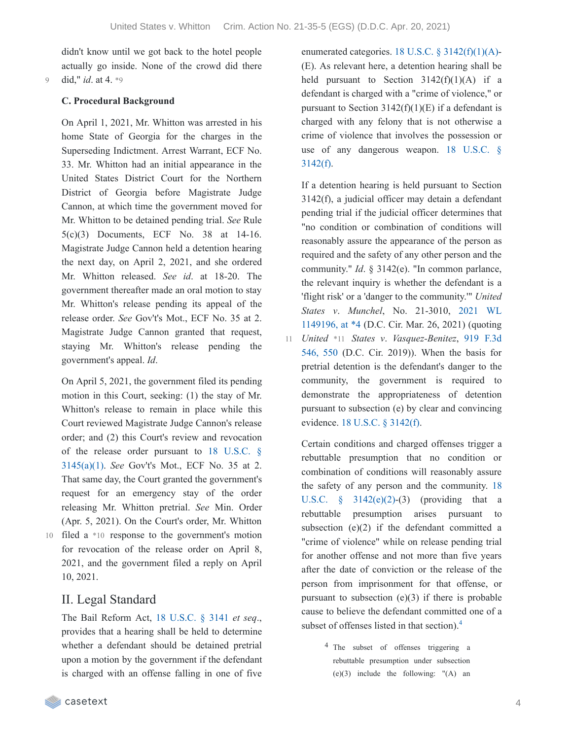didn't know until we got back to the hotel people actually go inside. None of the crowd did there did," *id.* at 4. *9

### C. Procedural Background

On April 1, 2021, Mr. Whitton was arrested in his home State of Georgia for the charges in the Superseding Indictment. Arrest Warrant, ECF No. 33. Mr. Whitton had an initial appearance in the United States District Court for the Northern District of Georgia before Magistrate Judge Cannon, at which time the government moved for Mr. Whitton to be detained pending trial. *See* Rule 5(c)(3) Documents, ECF No. 38 at 14-16. Magistrate Judge Cannon held a detention hearing the next day, on April 2, 2021, and she ordered Mr. Whitton released. *See id.* at 18-20. The government thereafter made an oral motion to stay Mr. Whitton's release pending its appeal of the release order. *See* Gov't's Mot., ECF No. 35 at 2. Magistrate Judge Cannon granted that request, staying Mr. Whitton's release pending the government's appeal. *Id.*

On April 5, 2021, the government filed its pending motion in this Court, seeking: (1) the stay of Mr. Whitton's release to remain in place while this Court reviewed Magistrate Judge Cannon's release order; and (2) this Court's review and revocation of the release order pursuant to 18 U.S.C. § 3145(a)(1). *See* Gov't's Mot., ECF No. 35 at 2. That same day, the Court granted the government's request for an emergency stay of the order releasing Mr. Whitton pretrial. *See* Min. Order (Apr. 5, 2021). On the Court's order, Mr. Whitton filed a *10 response to the government's motion for revocation of the release order on April 8, 2021, and the government filed a reply on April 10, 2021.

## II. Legal Standard

The Bail Reform Act, 18 U.S.C. § 3141 *et seq.*, provides that a hearing shall be held to determine whether a defendant should be detained pretrial upon a motion by the government if the defendant is charged with an offense falling in one of five enumerated categories. 18 U.S.C. § 3142(f)(1)(A)-(E). As relevant here, a detention hearing shall be held pursuant to Section 3142(f)(1)(A) if a defendant is charged with a "crime of violence," or pursuant to Section 3142(f)(1)(E) if a defendant is charged with any felony that is not otherwise a crime of violence that involves the possession or use of any dangerous weapon. 18 U.S.C. § 3142(f).

If a detention hearing is held pursuant to Section 3142(f), a judicial officer may detain a defendant pending trial if the judicial officer determines that "no condition or combination of conditions will reasonably assure the appearance of the person as required and the safety of any other person and the community." *Id.* § 3142(e). "In common parlance, the relevant inquiry is whether the defendant is a 'flight risk' or a 'danger to the community.'" *United States v. Munchel*, No. 21-3010, 2021 WL 1149196, at *4 (D.C. Cir. Mar. 26, 2021) (quoting *United* *11 *States v. Vasquez-Benitez*, 919 F.3d 546, 550 (D.C. Cir. 2019)). When the basis for pretrial detention is the defendant's danger to the community, the government is required to demonstrate the appropriateness of detention pursuant to subsection (e) by clear and convincing evidence. 18 U.S.C. § 3142(f).

Certain conditions and charged offenses trigger a rebuttable presumption that no condition or combination of conditions will reasonably assure the safety of any person and the community. 18 U.S.C. § 3142(e)(2)-(3) (providing that a rebuttable presumption arises pursuant to subsection (e)(2) if the defendant committed a "crime of violence" while on release pending trial for another offense and not more than five years after the date of conviction or the release of the person from imprisonment for that offense, or pursuant to subsection (e)(3) if there is probable cause to believe the defendant committed one of a subset of offenses listed in that section).[4]

[4] The subset of offenses triggering a rebuttable presumption under subsection (e)(3) include the following: "(A) an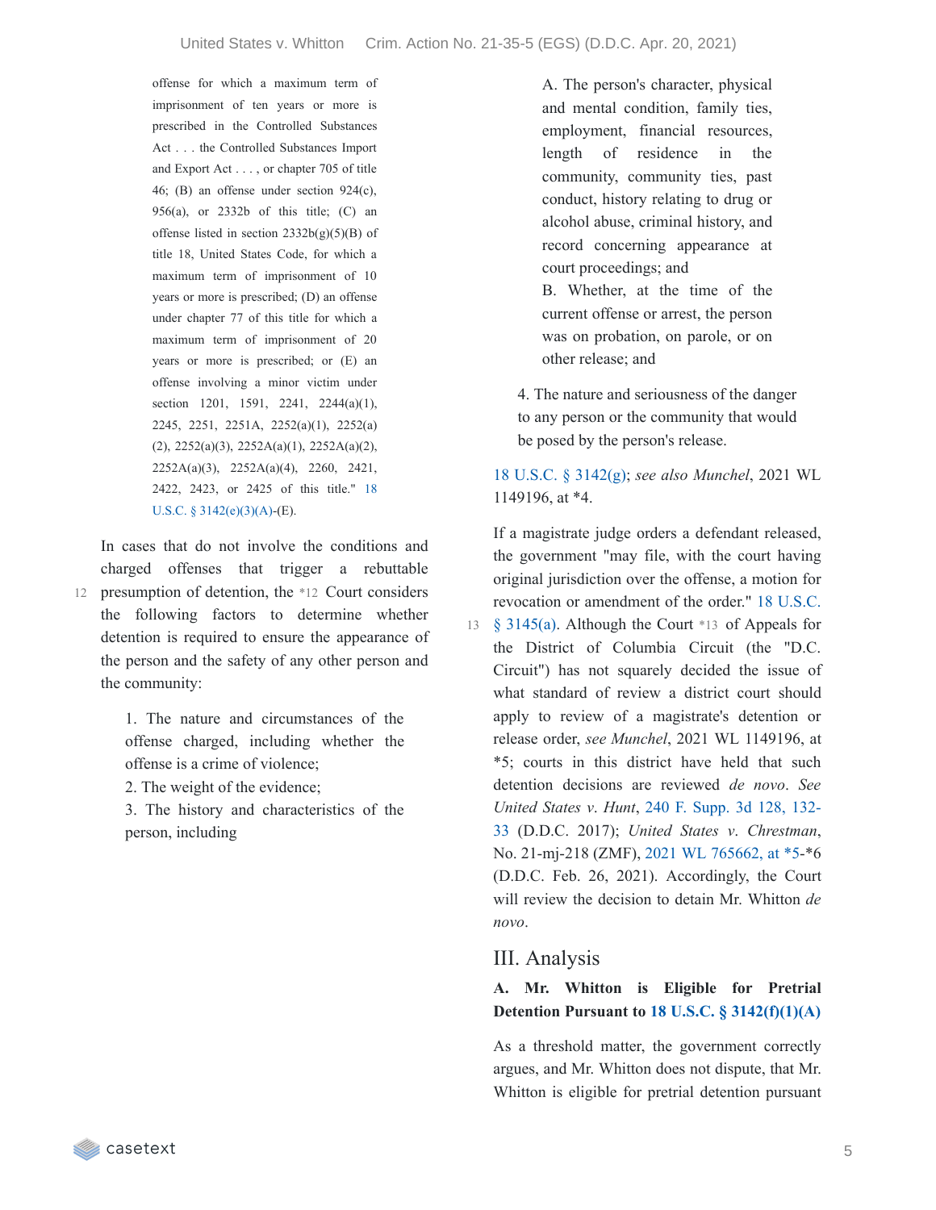offense for which a maximum term of imprisonment of ten years or more is prescribed in the Controlled Substances Act . . . the Controlled Substances Import and Export Act . . . , or chapter 705 of title 46; (B) an offense under section 924(c), 956(a), or 2332b of this title; (C) an offense listed in section 2332b(g)(5)(B) of title 18, United States Code, for which a maximum term of imprisonment of 10 years or more is prescribed; (D) an offense under chapter 77 of this title for which a maximum term of imprisonment of 20 years or more is prescribed; or (E) an offense involving a minor victim under section 1201, 1591, 2241, 2244(a)(1), 2245, 2251, 2251A, 2252(a)(1), 2252(a)(2), 2252(a)(3), 2252A(a)(1), 2252A(a)(2), 2252A(a)(3), 2252A(a)(4), 2260, 2421, 2422, 2423, or 2425 of this title." 18 U.S.C. § 3142(e)(3)(A)-(E).

In cases that do not involve the conditions and charged offenses that trigger a rebuttable presumption of detention, the *12 Court considers the following factors to determine whether detention is required to ensure the appearance of the person and the safety of any other person and the community:

> 1. The nature and circumstances of the offense charged, including whether the offense is a crime of violence;
> 2. The weight of the evidence;
> 3. The history and characteristics of the person, including
>
> A. The person's character, physical and mental condition, family ties, employment, financial resources, length of residence in the community, community ties, past conduct, history relating to drug or alcohol abuse, criminal history, and record concerning appearance at court proceedings; and
>
> B. Whether, at the time of the current offense or arrest, the person was on probation, on parole, or on other release; and
>
> 4. The nature and seriousness of the danger to any person or the community that would be posed by the person's release.

18 U.S.C. § 3142(g); *see also Munchel*, 2021 WL 1149196, at *4.

If a magistrate judge orders a defendant released, the government "may file, with the court having original jurisdiction over the offense, a motion for revocation or amendment of the order." 18 U.S.C. § 3145(a). Although the Court *13 of Appeals for the District of Columbia Circuit (the "D.C. Circuit") has not squarely decided the issue of what standard of review a district court should apply to review of a magistrate's detention or release order, *see Munchel*, 2021 WL 1149196, at *5; courts in this district have held that such detention decisions are reviewed *de novo*. *See United States v. Hunt*, 240 F. Supp. 3d 128, 132-33 (D.D.C. 2017); *United States v. Chrestman*, No. 21-mj-218 (ZMF), 2021 WL 765662, at *5-*6 (D.D.C. Feb. 26, 2021). Accordingly, the Court will review the decision to detain Mr. Whitton *de novo*.

## III. Analysis

### A. Mr. Whitton is Eligible for Pretrial Detention Pursuant to 18 U.S.C. § 3142(f)(1)(A)

As a threshold matter, the government correctly argues, and Mr. Whitton does not dispute, that Mr. Whitton is eligible for pretrial detention pursuant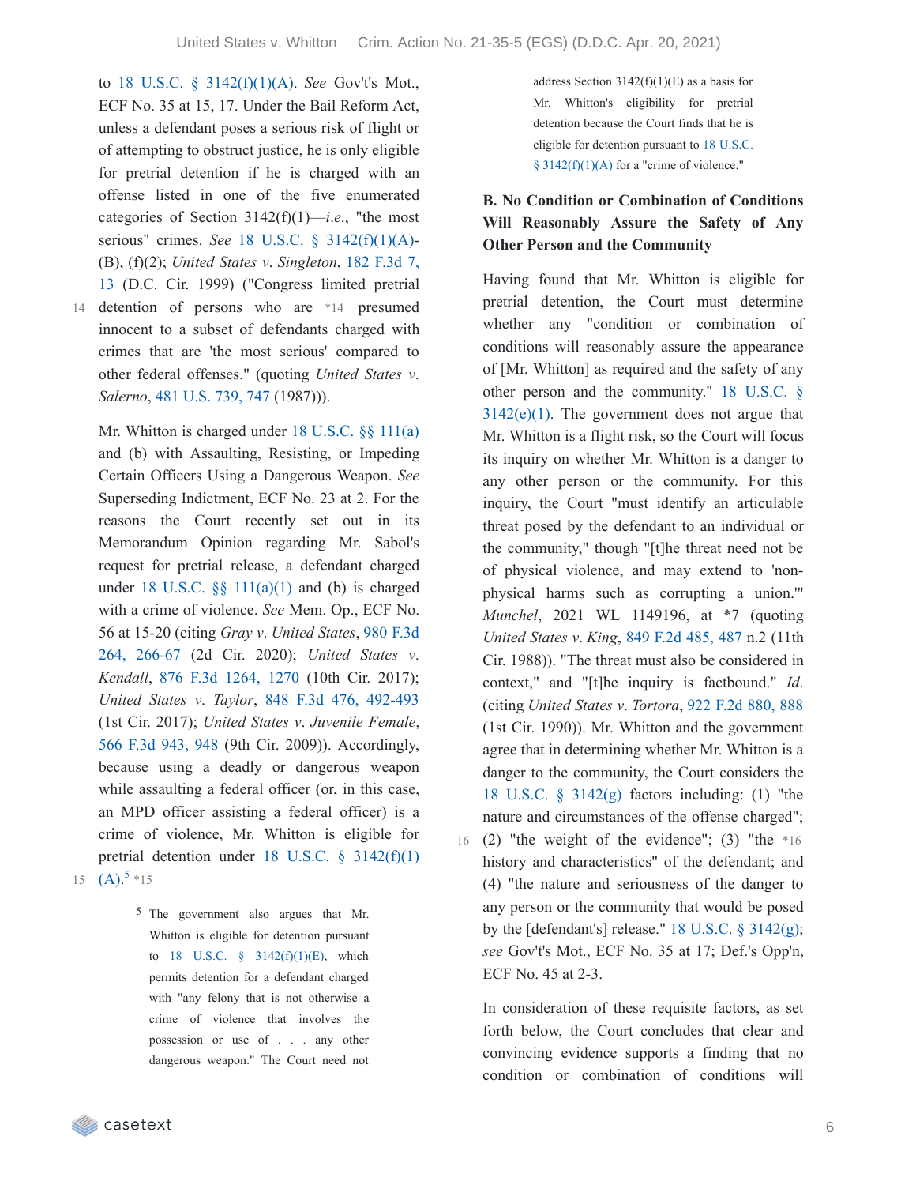to 18 U.S.C. § 3142(f)(1)(A). *See* Gov't's Mot., ECF No. 35 at 15, 17. Under the Bail Reform Act, unless a defendant poses a serious risk of flight or of attempting to obstruct justice, he is only eligible for pretrial detention if he is charged with an offense listed in one of the five enumerated categories of Section 3142(f)(1)—*i.e.*, "the most serious" crimes. *See* 18 U.S.C. § 3142(f)(1)(A)-(B), (f)(2); *United States v. Singleton*, 182 F.3d 7, 13 (D.C. Cir. 1999) ("Congress limited pretrial detention of persons who are *14 presumed innocent to a subset of defendants charged with crimes that are 'the most serious' compared to other federal offenses." (quoting *United States v. Salerno*, 481 U.S. 739, 747 (1987))).

Mr. Whitton is charged under 18 U.S.C. §§ 111(a) and (b) with Assaulting, Resisting, or Impeding Certain Officers Using a Dangerous Weapon. *See* Superseding Indictment, ECF No. 23 at 2. For the reasons the Court recently set out in its Memorandum Opinion regarding Mr. Sabol's request for pretrial release, a defendant charged under 18 U.S.C. §§ 111(a)(1) and (b) is charged with a crime of violence. *See* Mem. Op., ECF No. 56 at 15-20 (citing *Gray v. United States*, 980 F.3d 264, 266-67 (2d Cir. 2020); *United States v. Kendall*, 876 F.3d 1264, 1270 (10th Cir. 2017); *United States v. Taylor*, 848 F.3d 476, 492-493 (1st Cir. 2017); *United States v. Juvenile Female*, 566 F.3d 943, 948 (9th Cir. 2009)). Accordingly, because using a deadly or dangerous weapon while assaulting a federal officer (or, in this case, an MPD officer assisting a federal officer) is a crime of violence, Mr. Whitton is eligible for pretrial detention under 18 U.S.C. § 3142(f)(1)(A).[5] *15

[5] The government also argues that Mr. Whitton is eligible for detention pursuant to 18 U.S.C. § 3142(f)(1)(E), which permits detention for a defendant charged with "any felony that is not otherwise a crime of violence that involves the possession or use of . . . any other dangerous weapon." The Court need not address Section 3142(f)(1)(E) as a basis for Mr. Whitton's eligibility for pretrial detention because the Court finds that he is eligible for detention pursuant to 18 U.S.C. § 3142(f)(1)(A) for a "crime of violence."

### B. No Condition or Combination of Conditions Will Reasonably Assure the Safety of Any Other Person and the Community

Having found that Mr. Whitton is eligible for pretrial detention, the Court must determine whether any "condition or combination of conditions will reasonably assure the appearance of [Mr. Whitton] as required and the safety of any other person and the community." 18 U.S.C. § 3142(e)(1). The government does not argue that Mr. Whitton is a flight risk, so the Court will focus its inquiry on whether Mr. Whitton is a danger to any other person or the community. For this inquiry, the Court "must identify an articulable threat posed by the defendant to an individual or the community," though "[t]he threat need not be of physical violence, and may extend to 'non-physical harms such as corrupting a union.'" *Munchel*, 2021 WL 1149196, at *7 (quoting *United States v. King*, 849 F.2d 485, 487 n.2 (11th Cir. 1988)). "The threat must also be considered in context," and "[t]he inquiry is factbound." *Id.* (citing *United States v. Tortora*, 922 F.2d 880, 888 (1st Cir. 1990)). Mr. Whitton and the government agree that in determining whether Mr. Whitton is a danger to the community, the Court considers the 18 U.S.C. § 3142(g) factors including: (1) "the nature and circumstances of the offense charged"; (2) "the weight of the evidence"; (3) "the *16 history and characteristics" of the defendant; and (4) "the nature and seriousness of the danger to any person or the community that would be posed by the [defendant's] release." 18 U.S.C. § 3142(g); *see* Gov't's Mot., ECF No. 35 at 17; Def.'s Opp'n, ECF No. 45 at 2-3.

In consideration of these requisite factors, as set forth below, the Court concludes that clear and convincing evidence supports a finding that no condition or combination of conditions will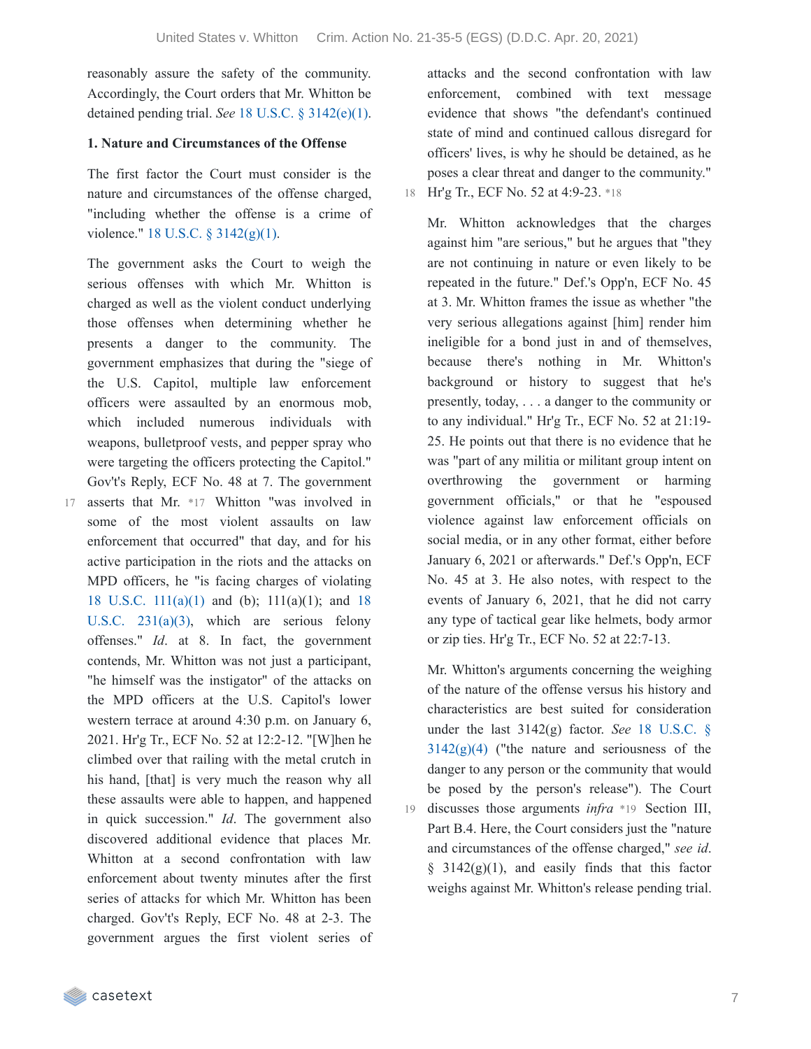reasonably assure the safety of the community. Accordingly, the Court orders that Mr. Whitton be detained pending trial. *See* 18 U.S.C. § 3142(e)(1).

**1. Nature and Circumstances of the Offense**

The first factor the Court must consider is the nature and circumstances of the offense charged, "including whether the offense is a crime of violence." 18 U.S.C. § 3142(g)(1).

The government asks the Court to weigh the serious offenses with which Mr. Whitton is charged as well as the violent conduct underlying those offenses when determining whether he presents a danger to the community. The government emphasizes that during the "siege of the U.S. Capitol, multiple law enforcement officers were assaulted by an enormous mob, which included numerous individuals with weapons, bulletproof vests, and pepper spray who were targeting the officers protecting the Capitol." Gov't's Reply, ECF No. 48 at 7. The government asserts that Mr. *17 Whitton "was involved in some of the most violent assaults on law enforcement that occurred" that day, and for his active participation in the riots and the attacks on MPD officers, he "is facing charges of violating 18 U.S.C. 111(a)(1) and (b); 111(a)(1); and 18 U.S.C. 231(a)(3), which are serious felony offenses." *Id*. at 8. In fact, the government contends, Mr. Whitton was not just a participant, "he himself was the instigator" of the attacks on the MPD officers at the U.S. Capitol's lower western terrace at around 4:30 p.m. on January 6, 2021. Hr'g Tr., ECF No. 52 at 12:2-12. "[W]hen he climbed over that railing with the metal crutch in his hand, [that] is very much the reason why all these assaults were able to happen, and happened in quick succession." *Id*. The government also discovered additional evidence that places Mr. Whitton at a second confrontation with law enforcement about twenty minutes after the first series of attacks for which Mr. Whitton has been charged. Gov't's Reply, ECF No. 48 at 2-3. The government argues the first violent series of attacks and the second confrontation with law enforcement, combined with text message evidence that shows "the defendant's continued state of mind and continued callous disregard for officers' lives, is why he should be detained, as he poses a clear threat and danger to the community." Hr'g Tr., ECF No. 52 at 4:9-23. *18

Mr. Whitton acknowledges that the charges against him "are serious," but he argues that "they are not continuing in nature or even likely to be repeated in the future." Def.'s Opp'n, ECF No. 45 at 3. Mr. Whitton frames the issue as whether "the very serious allegations against [him] render him ineligible for a bond just in and of themselves, because there's nothing in Mr. Whitton's background or history to suggest that he's presently, today, . . . a danger to the community or to any individual." Hr'g Tr., ECF No. 52 at 21:19-25. He points out that there is no evidence that he was "part of any militia or militant group intent on overthrowing the government or harming government officials," or that he "espoused violence against law enforcement officials on social media, or in any other format, either before January 6, 2021 or afterwards." Def.'s Opp'n, ECF No. 45 at 3. He also notes, with respect to the events of January 6, 2021, that he did not carry any type of tactical gear like helmets, body armor or zip ties. Hr'g Tr., ECF No. 52 at 22:7-13.

Mr. Whitton's arguments concerning the weighing of the nature of the offense versus his history and characteristics are best suited for consideration under the last 3142(g) factor. *See* 18 U.S.C. § 3142(g)(4) ("the nature and seriousness of the danger to any person or the community that would be posed by the person's release"). The Court discusses those arguments *infra* *19 Section III, Part B.4. Here, the Court considers just the "nature and circumstances of the offense charged," *see id*. § 3142(g)(1), and easily finds that this factor weighs against Mr. Whitton's release pending trial.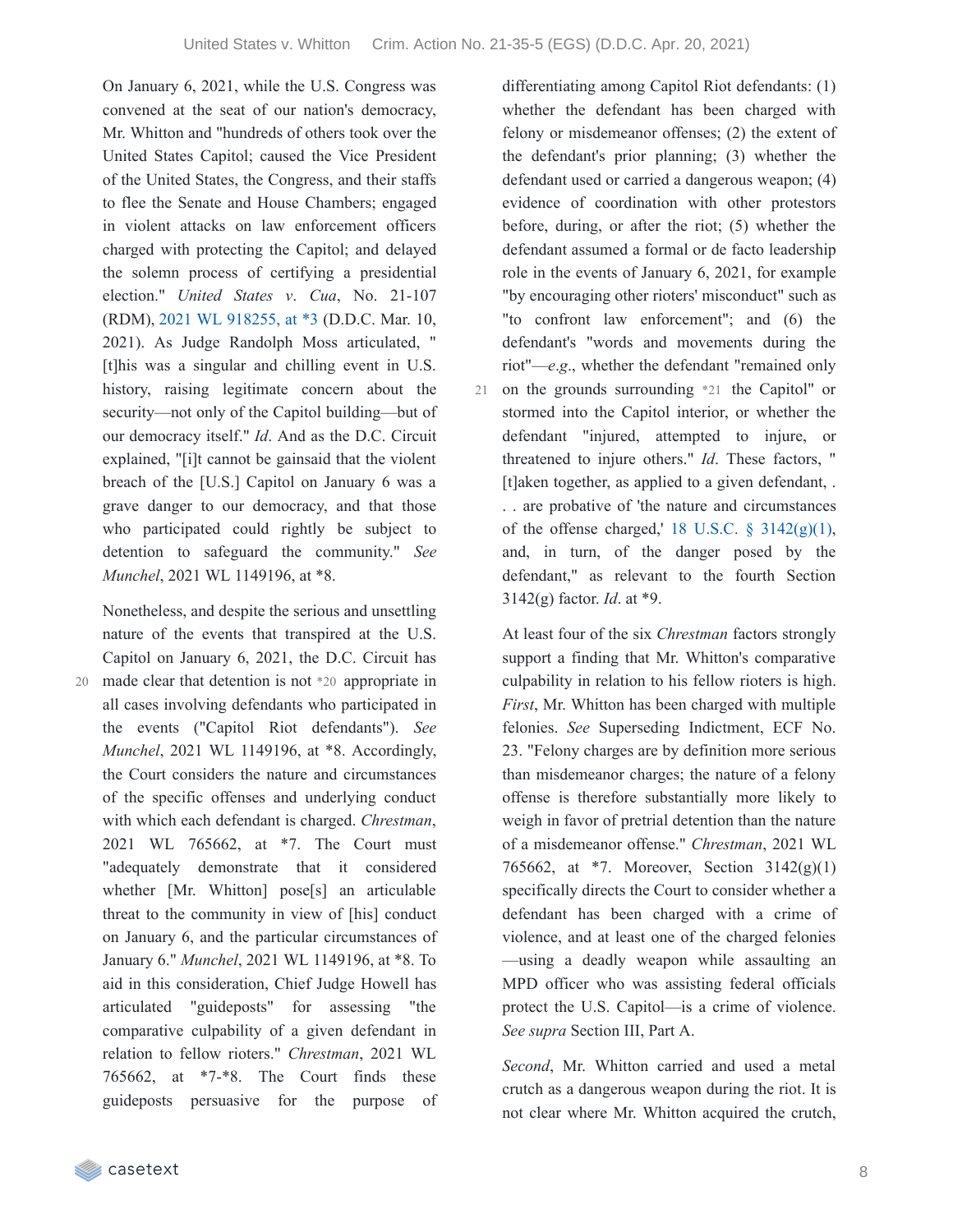On January 6, 2021, while the U.S. Congress was convened at the seat of our nation's democracy, Mr. Whitton and "hundreds of others took over the United States Capitol; caused the Vice President of the United States, the Congress, and their staffs to flee the Senate and House Chambers; engaged in violent attacks on law enforcement officers charged with protecting the Capitol; and delayed the solemn process of certifying a presidential election." *United States v. Cua*, No. 21-107 (RDM), 2021 WL 918255, at *3 (D.D.C. Mar. 10, 2021). As Judge Randolph Moss articulated, "[t]his was a singular and chilling event in U.S. history, raising legitimate concern about the security—not only of the Capitol building—but of our democracy itself." *Id*. And as the D.C. Circuit explained, "[i]t cannot be gainsaid that the violent breach of the [U.S.] Capitol on January 6 was a grave danger to our democracy, and that those who participated could rightly be subject to detention to safeguard the community." *See Munchel*, 2021 WL 1149196, at *8.

Nonetheless, and despite the serious and unsettling nature of the events that transpired at the U.S. Capitol on January 6, 2021, the D.C. Circuit has made clear that detention is not *20 appropriate in all cases involving defendants who participated in the events ("Capitol Riot defendants"). *See Munchel*, 2021 WL 1149196, at *8. Accordingly, the Court considers the nature and circumstances of the specific offenses and underlying conduct with which each defendant is charged. *Chrestman*, 2021 WL 765662, at *7. The Court must "adequately demonstrate that it considered whether [Mr. Whitton] pose[s] an articulable threat to the community in view of [his] conduct on January 6, and the particular circumstances of January 6." *Munchel*, 2021 WL 1149196, at *8. To aid in this consideration, Chief Judge Howell has articulated "guideposts" for assessing "the comparative culpability of a given defendant in relation to fellow rioters." *Chrestman*, 2021 WL 765662, at *7-*8. The Court finds these guideposts persuasive for the purpose of differentiating among Capitol Riot defendants: (1) whether the defendant has been charged with felony or misdemeanor offenses; (2) the extent of the defendant's prior planning; (3) whether the defendant used or carried a dangerous weapon; (4) evidence of coordination with other protestors before, during, or after the riot; (5) whether the defendant assumed a formal or de facto leadership role in the events of January 6, 2021, for example "by encouraging other rioters' misconduct" such as "to confront law enforcement"; and (6) the defendant's "words and movements during the riot"—*e.g*., whether the defendant "remained only on the grounds surrounding *21 the Capitol" or stormed into the Capitol interior, or whether the defendant "injured, attempted to injure, or threatened to injure others." *Id*. These factors, "[t]aken together, as applied to a given defendant, . . . are probative of 'the nature and circumstances of the offense charged,' 18 U.S.C. § 3142(g)(1), and, in turn, of the danger posed by the defendant," as relevant to the fourth Section 3142(g) factor. *Id*. at *9.

At least four of the six *Chrestman* factors strongly support a finding that Mr. Whitton's comparative culpability in relation to his fellow rioters is high. *First*, Mr. Whitton has been charged with multiple felonies. *See* Superseding Indictment, ECF No. 23. "Felony charges are by definition more serious than misdemeanor charges; the nature of a felony offense is therefore substantially more likely to weigh in favor of pretrial detention than the nature of a misdemeanor offense." *Chrestman*, 2021 WL 765662, at *7. Moreover, Section 3142(g)(1) specifically directs the Court to consider whether a defendant has been charged with a crime of violence, and at least one of the charged felonies—using a deadly weapon while assaulting an MPD officer who was assisting federal officials protect the U.S. Capitol—is a crime of violence. *See supra* Section III, Part A.

*Second*, Mr. Whitton carried and used a metal crutch as a dangerous weapon during the riot. It is not clear where Mr. Whitton acquired the crutch,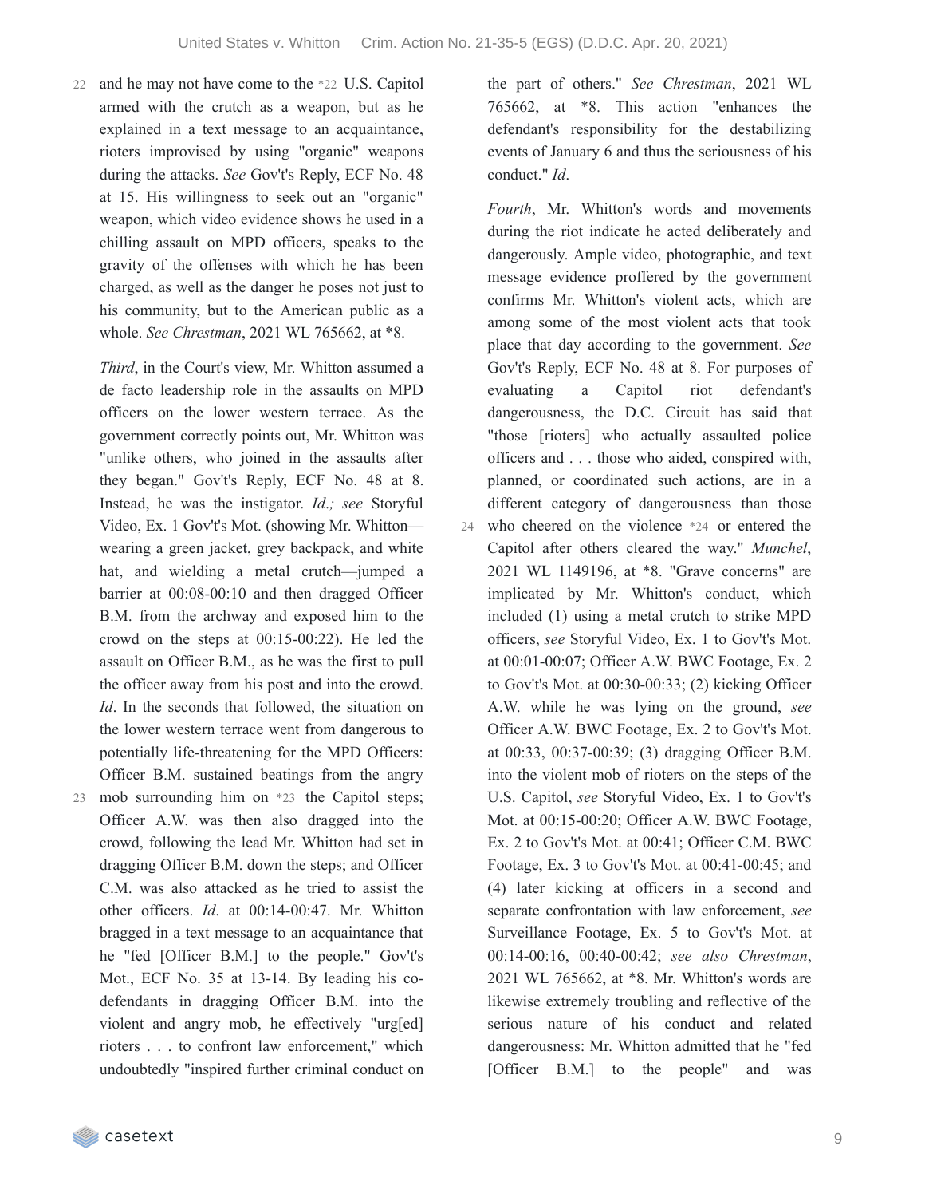and he may not have come to the *22 U.S. Capitol armed with the crutch as a weapon, but as he explained in a text message to an acquaintance, rioters improvised by using "organic" weapons during the attacks. *See* Gov't's Reply, ECF No. 48 at 15. His willingness to seek out an "organic" weapon, which video evidence shows he used in a chilling assault on MPD officers, speaks to the gravity of the offenses with which he has been charged, as well as the danger he poses not just to his community, but to the American public as a whole. *See Chrestman*, 2021 WL 765662, at *8.

*Third*, in the Court's view, Mr. Whitton assumed a de facto leadership role in the assaults on MPD officers on the lower western terrace. As the government correctly points out, Mr. Whitton was "unlike others, who joined in the assaults after they began." Gov't's Reply, ECF No. 48 at 8. Instead, he was the instigator. *Id.; see* Storyful Video, Ex. 1 Gov't's Mot. (showing Mr. Whitton—wearing a green jacket, grey backpack, and white hat, and wielding a metal crutch—jumped a barrier at 00:08-00:10 and then dragged Officer B.M. from the archway and exposed him to the crowd on the steps at 00:15-00:22). He led the assault on Officer B.M., as he was the first to pull the officer away from his post and into the crowd. *Id*. In the seconds that followed, the situation on the lower western terrace went from dangerous to potentially life-threatening for the MPD Officers: Officer B.M. sustained beatings from the angry mob surrounding him on *23 the Capitol steps; Officer A.W. was then also dragged into the crowd, following the lead Mr. Whitton had set in dragging Officer B.M. down the steps; and Officer C.M. was also attacked as he tried to assist the other officers. *Id*. at 00:14-00:47. Mr. Whitton bragged in a text message to an acquaintance that he "fed [Officer B.M.] to the people." Gov't's Mot., ECF No. 35 at 13-14. By leading his co-defendants in dragging Officer B.M. into the violent and angry mob, he effectively "urg[ed] rioters . . . to confront law enforcement," which undoubtedly "inspired further criminal conduct on the part of others." *See Chrestman*, 2021 WL 765662, at *8. This action "enhances the defendant's responsibility for the destabilizing events of January 6 and thus the seriousness of his conduct." *Id*.

*Fourth*, Mr. Whitton's words and movements during the riot indicate he acted deliberately and dangerously. Ample video, photographic, and text message evidence proffered by the government confirms Mr. Whitton's violent acts, which are among some of the most violent acts that took place that day according to the government. *See* Gov't's Reply, ECF No. 48 at 8. For purposes of evaluating a Capitol riot defendant's dangerousness, the D.C. Circuit has said that "those [rioters] who actually assaulted police officers and . . . those who aided, conspired with, planned, or coordinated such actions, are in a different category of dangerousness than those who cheered on the violence *24 or entered the Capitol after others cleared the way." *Munchel*, 2021 WL 1149196, at *8. "Grave concerns" are implicated by Mr. Whitton's conduct, which included (1) using a metal crutch to strike MPD officers, *see* Storyful Video, Ex. 1 to Gov't's Mot. at 00:01-00:07; Officer A.W. BWC Footage, Ex. 2 to Gov't's Mot. at 00:30-00:33; (2) kicking Officer A.W. while he was lying on the ground, *see* Officer A.W. BWC Footage, Ex. 2 to Gov't's Mot. at 00:33, 00:37-00:39; (3) dragging Officer B.M. into the violent mob of rioters on the steps of the U.S. Capitol, *see* Storyful Video, Ex. 1 to Gov't's Mot. at 00:15-00:20; Officer A.W. BWC Footage, Ex. 2 to Gov't's Mot. at 00:41; Officer C.M. BWC Footage, Ex. 3 to Gov't's Mot. at 00:41-00:45; and (4) later kicking at officers in a second and separate confrontation with law enforcement, *see* Surveillance Footage, Ex. 5 to Gov't's Mot. at 00:14-00:16, 00:40-00:42; *see also Chrestman*, 2021 WL 765662, at *8. Mr. Whitton's words are likewise extremely troubling and reflective of the serious nature of his conduct and related dangerousness: Mr. Whitton admitted that he "fed [Officer B.M.] to the people" and was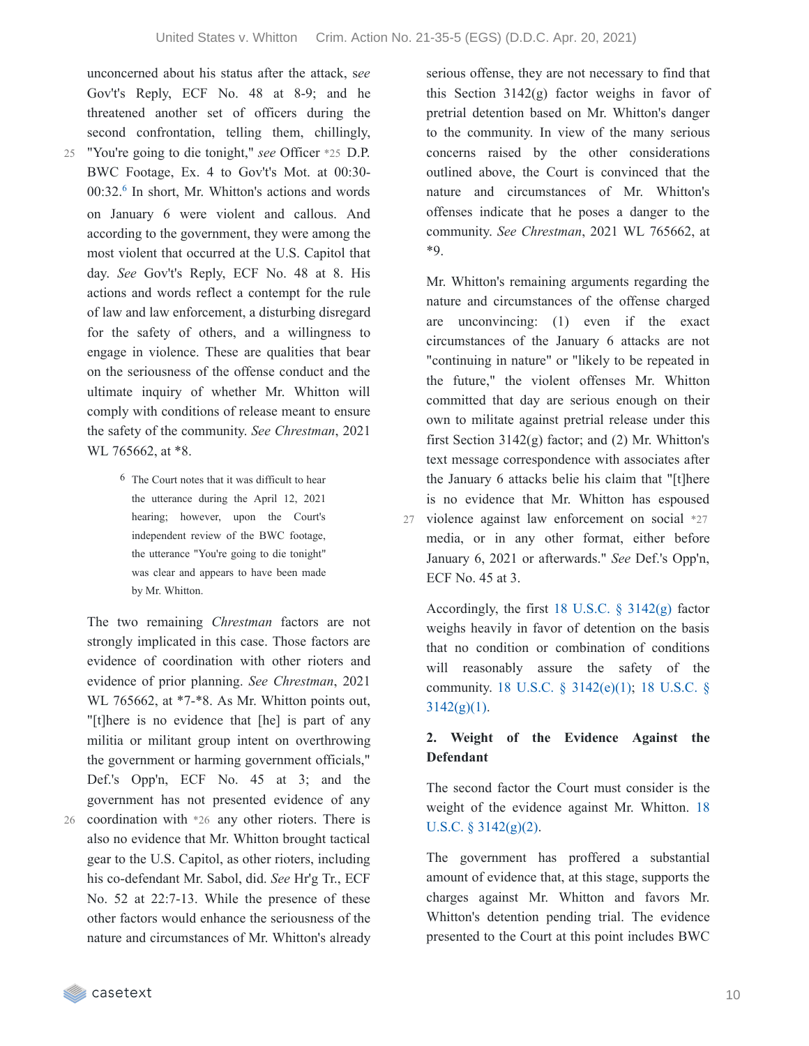unconcerned about his status after the attack, *see* Gov't's Reply, ECF No. 48 at 8-9; and he threatened another set of officers during the second confrontation, telling them, chillingly, "You're going to die tonight," *see* Officer *25 D.P. BWC Footage, Ex. 4 to Gov't's Mot. at 00:30-00:32.[6] In short, Mr. Whitton's actions and words on January 6 were violent and callous. And according to the government, they were among the most violent that occurred at the U.S. Capitol that day. *See* Gov't's Reply, ECF No. 48 at 8. His actions and words reflect a contempt for the rule of law and law enforcement, a disturbing disregard for the safety of others, and a willingness to engage in violence. These are qualities that bear on the seriousness of the offense conduct and the ultimate inquiry of whether Mr. Whitton will comply with conditions of release meant to ensure the safety of the community. *See Chrestman*, 2021 WL 765662, at *8.

> 6 The Court notes that it was difficult to hear the utterance during the April 12, 2021 hearing; however, upon the Court's independent review of the BWC footage, the utterance "You're going to die tonight" was clear and appears to have been made by Mr. Whitton.

The two remaining *Chrestman* factors are not strongly implicated in this case. Those factors are evidence of coordination with other rioters and evidence of prior planning. *See Chrestman*, 2021 WL 765662, at *7-*8. As Mr. Whitton points out, "[t]here is no evidence that [he] is part of any militia or militant group intent on overthrowing the government or harming government officials," Def.'s Opp'n, ECF No. 45 at 3; and the government has not presented evidence of any coordination with *26 any other rioters. There is also no evidence that Mr. Whitton brought tactical gear to the U.S. Capitol, as other rioters, including his co-defendant Mr. Sabol, did. *See* Hr'g Tr., ECF No. 52 at 22:7-13. While the presence of these other factors would enhance the seriousness of the nature and circumstances of Mr. Whitton's already serious offense, they are not necessary to find that this Section 3142(g) factor weighs in favor of pretrial detention based on Mr. Whitton's danger to the community. In view of the many serious concerns raised by the other considerations outlined above, the Court is convinced that the nature and circumstances of Mr. Whitton's offenses indicate that he poses a danger to the community. *See Chrestman*, 2021 WL 765662, at *9.

Mr. Whitton's remaining arguments regarding the nature and circumstances of the offense charged are unconvincing: (1) even if the exact circumstances of the January 6 attacks are not "continuing in nature" or "likely to be repeated in the future," the violent offenses Mr. Whitton committed that day are serious enough on their own to militate against pretrial release under this first Section 3142(g) factor; and (2) Mr. Whitton's text message correspondence with associates after the January 6 attacks belie his claim that "[t]here is no evidence that Mr. Whitton has espoused violence against law enforcement on social *27 media, or in any other format, either before January 6, 2021 or afterwards." *See* Def.'s Opp'n, ECF No. 45 at 3.

Accordingly, the first 18 U.S.C. § 3142(g) factor weighs heavily in favor of detention on the basis that no condition or combination of conditions will reasonably assure the safety of the community. 18 U.S.C. § 3142(e)(1); 18 U.S.C. § 3142(g)(1).

**2. Weight of the Evidence Against the Defendant**

The second factor the Court must consider is the weight of the evidence against Mr. Whitton. 18 U.S.C. § 3142(g)(2).

The government has proffered a substantial amount of evidence that, at this stage, supports the charges against Mr. Whitton and favors Mr. Whitton's detention pending trial. The evidence presented to the Court at this point includes BWC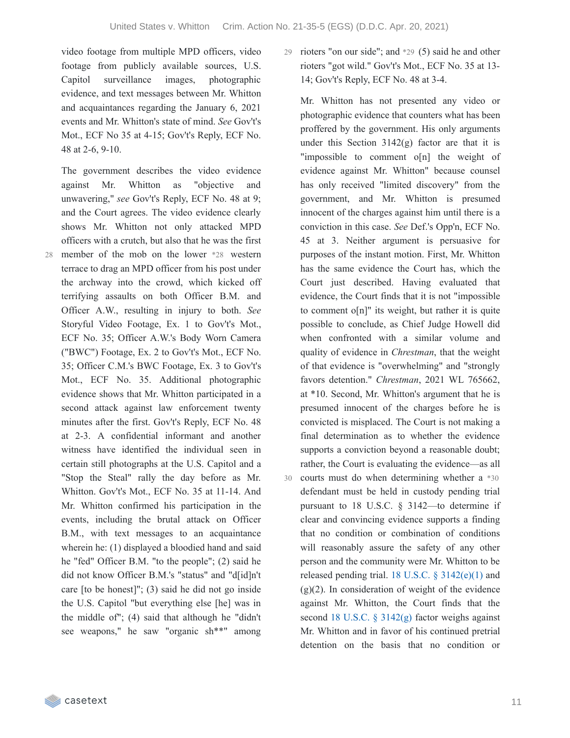video footage from multiple MPD officers, video footage from publicly available sources, U.S. Capitol surveillance images, photographic evidence, and text messages between Mr. Whitton and acquaintances regarding the January 6, 2021 events and Mr. Whitton's state of mind. *See* Gov't's Mot., ECF No 35 at 4-15; Gov't's Reply, ECF No. 48 at 2-6, 9-10.

The government describes the video evidence against Mr. Whitton as "objective and unwavering," *see* Gov't's Reply, ECF No. 48 at 9; and the Court agrees. The video evidence clearly shows Mr. Whitton not only attacked MPD officers with a crutch, but also that he was the first member of the mob on the lower *28 western terrace to drag an MPD officer from his post under the archway into the crowd, which kicked off terrifying assaults on both Officer B.M. and Officer A.W., resulting in injury to both. *See* Storyful Video Footage, Ex. 1 to Gov't's Mot., ECF No. 35; Officer A.W.'s Body Worn Camera ("BWC") Footage, Ex. 2 to Gov't's Mot., ECF No. 35; Officer C.M.'s BWC Footage, Ex. 3 to Gov't's Mot., ECF No. 35. Additional photographic evidence shows that Mr. Whitton participated in a second attack against law enforcement twenty minutes after the first. Gov't's Reply, ECF No. 48 at 2-3. A confidential informant and another witness have identified the individual seen in certain still photographs at the U.S. Capitol and a "Stop the Steal" rally the day before as Mr. Whitton. Gov't's Mot., ECF No. 35 at 11-14. And Mr. Whitton confirmed his participation in the events, including the brutal attack on Officer B.M., with text messages to an acquaintance wherein he: (1) displayed a bloodied hand and said he "fed" Officer B.M. "to the people"; (2) said he did not know Officer B.M.'s "status" and "d[id]n't care [to be honest]"; (3) said he did not go inside the U.S. Capitol "but everything else [he] was in the middle of"; (4) said that although he "didn't see weapons," he saw "organic sh**" among rioters "on our side"; and *29 (5) said he and other rioters "got wild." Gov't's Mot., ECF No. 35 at 13-14; Gov't's Reply, ECF No. 48 at 3-4.

Mr. Whitton has not presented any video or photographic evidence that counters what has been proffered by the government. His only arguments under this Section 3142(g) factor are that it is "impossible to comment o[n] the weight of evidence against Mr. Whitton" because counsel has only received "limited discovery" from the government, and Mr. Whitton is presumed innocent of the charges against him until there is a conviction in this case. *See* Def.'s Opp'n, ECF No. 45 at 3. Neither argument is persuasive for purposes of the instant motion. First, Mr. Whitton has the same evidence the Court has, which the Court just described. Having evaluated that evidence, the Court finds that it is not "impossible to comment o[n]" its weight, but rather it is quite possible to conclude, as Chief Judge Howell did when confronted with a similar volume and quality of evidence in *Chrestman*, that the weight of that evidence is "overwhelming" and "strongly favors detention." *Chrestman*, 2021 WL 765662, at *10. Second, Mr. Whitton's argument that he is presumed innocent of the charges before he is convicted is misplaced. The Court is not making a final determination as to whether the evidence supports a conviction beyond a reasonable doubt; rather, the Court is evaluating the evidence—as all courts must do when determining whether a *30 defendant must be held in custody pending trial pursuant to 18 U.S.C. § 3142—to determine if clear and convincing evidence supports a finding that no condition or combination of conditions will reasonably assure the safety of any other person and the community were Mr. Whitton to be released pending trial. 18 U.S.C. § 3142(e)(1) and (g)(2). In consideration of weight of the evidence against Mr. Whitton, the Court finds that the second 18 U.S.C. § 3142(g) factor weighs against Mr. Whitton and in favor of his continued pretrial detention on the basis that no condition or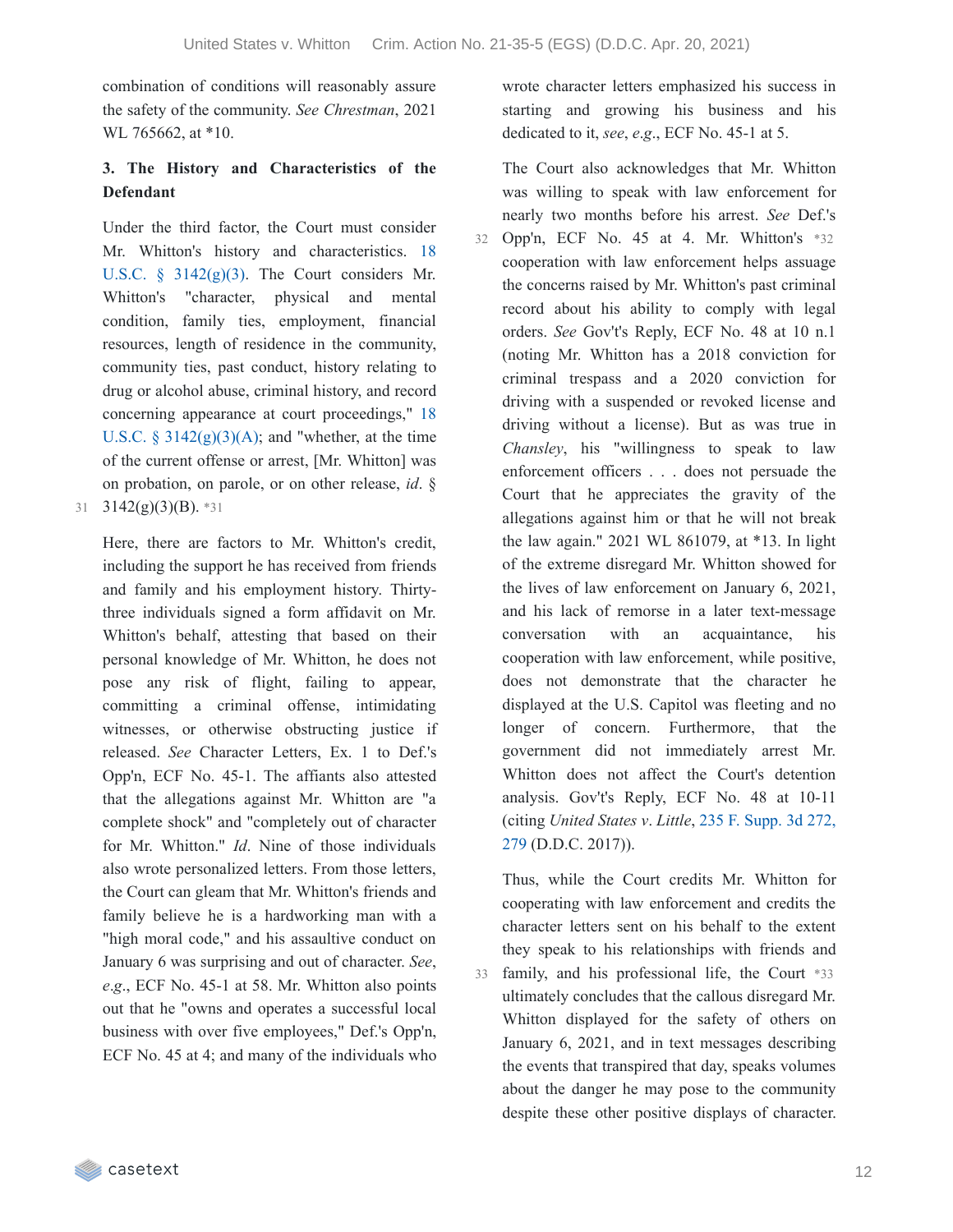combination of conditions will reasonably assure the safety of the community. *See Chrestman*, 2021 WL 765662, at *10.

**3. The History and Characteristics of the Defendant**

Under the third factor, the Court must consider Mr. Whitton's history and characteristics. 18 U.S.C. § 3142(g)(3). The Court considers Mr. Whitton's "character, physical and mental condition, family ties, employment, financial resources, length of residence in the community, community ties, past conduct, history relating to drug or alcohol abuse, criminal history, and record concerning appearance at court proceedings," 18 U.S.C. § 3142(g)(3)(A); and "whether, at the time of the current offense or arrest, [Mr. Whitton] was on probation, on parole, or on other release, *id*. § 3142(g)(3)(B). *31

Here, there are factors to Mr. Whitton's credit, including the support he has received from friends and family and his employment history. Thirty-three individuals signed a form affidavit on Mr. Whitton's behalf, attesting that based on their personal knowledge of Mr. Whitton, he does not pose any risk of flight, failing to appear, committing a criminal offense, intimidating witnesses, or otherwise obstructing justice if released. *See* Character Letters, Ex. 1 to Def.'s Opp'n, ECF No. 45-1. The affiants also attested that the allegations against Mr. Whitton are "a complete shock" and "completely out of character for Mr. Whitton." *Id*. Nine of those individuals also wrote personalized letters. From those letters, the Court can gleam that Mr. Whitton's friends and family believe he is a hardworking man with a "high moral code," and his assaultive conduct on January 6 was surprising and out of character. *See*, *e.g*., ECF No. 45-1 at 58. Mr. Whitton also points out that he "owns and operates a successful local business with over five employees," Def.'s Opp'n, ECF No. 45 at 4; and many of the individuals who wrote character letters emphasized his success in starting and growing his business and his dedicated to it, *see*, *e.g*., ECF No. 45-1 at 5.

The Court also acknowledges that Mr. Whitton was willing to speak with law enforcement for nearly two months before his arrest. *See* Def.'s Opp'n, ECF No. 45 at 4. Mr. Whitton's *32 cooperation with law enforcement helps assuage the concerns raised by Mr. Whitton's past criminal record about his ability to comply with legal orders. *See* Gov't's Reply, ECF No. 48 at 10 n.1 (noting Mr. Whitton has a 2018 conviction for criminal trespass and a 2020 conviction for driving with a suspended or revoked license and driving without a license). But as was true in *Chansley*, his "willingness to speak to law enforcement officers . . . does not persuade the Court that he appreciates the gravity of the allegations against him or that he will not break the law again." 2021 WL 861079, at *13. In light of the extreme disregard Mr. Whitton showed for the lives of law enforcement on January 6, 2021, and his lack of remorse in a later text-message conversation with an acquaintance, his cooperation with law enforcement, while positive, does not demonstrate that the character he displayed at the U.S. Capitol was fleeting and no longer of concern. Furthermore, that the government did not immediately arrest Mr. Whitton does not affect the Court's detention analysis. Gov't's Reply, ECF No. 48 at 10-11 (citing *United States v. Little*, 235 F. Supp. 3d 272, 279 (D.D.C. 2017)).

Thus, while the Court credits Mr. Whitton for cooperating with law enforcement and credits the character letters sent on his behalf to the extent they speak to his relationships with friends and family, and his professional life, the Court *33 ultimately concludes that the callous disregard Mr. Whitton displayed for the safety of others on January 6, 2021, and in text messages describing the events that transpired that day, speaks volumes about the danger he may pose to the community despite these other positive displays of character.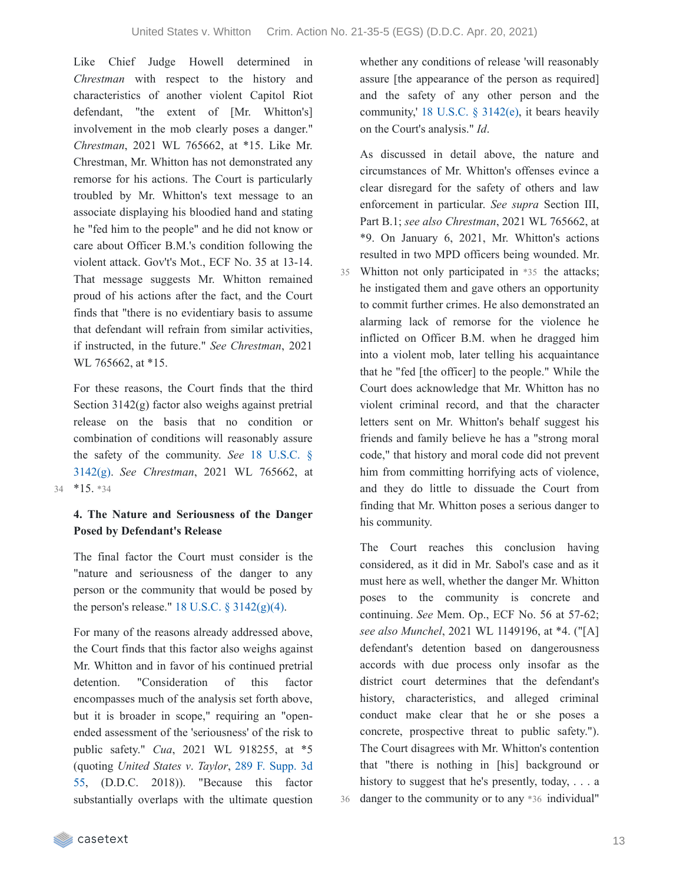Like Chief Judge Howell determined in *Chrestman* with respect to the history and characteristics of another violent Capitol Riot defendant, "the extent of [Mr. Whitton's] involvement in the mob clearly poses a danger." *Chrestman*, 2021 WL 765662, at *15. Like Mr. Chrestman, Mr. Whitton has not demonstrated any remorse for his actions. The Court is particularly troubled by Mr. Whitton's text message to an associate displaying his bloodied hand and stating he "fed him to the people" and he did not know or care about Officer B.M.'s condition following the violent attack. Gov't's Mot., ECF No. 35 at 13-14. That message suggests Mr. Whitton remained proud of his actions after the fact, and the Court finds that "there is no evidentiary basis to assume that defendant will refrain from similar activities, if instructed, in the future." *See Chrestman*, 2021 WL 765662, at *15.

For these reasons, the Court finds that the third Section 3142(g) factor also weighs against pretrial release on the basis that no condition or combination of conditions will reasonably assure the safety of the community. *See* 18 U.S.C. § 3142(g). *See Chrestman*, 2021 WL 765662, at *15. *34

**4. The Nature and Seriousness of the Danger Posed by Defendant's Release**

The final factor the Court must consider is the "nature and seriousness of the danger to any person or the community that would be posed by the person's release." 18 U.S.C. § 3142(g)(4).

For many of the reasons already addressed above, the Court finds that this factor also weighs against Mr. Whitton and in favor of his continued pretrial detention. "Consideration of this factor encompasses much of the analysis set forth above, but it is broader in scope," requiring an "open-ended assessment of the 'seriousness' of the risk to public safety." *Cua*, 2021 WL 918255, at *5 (quoting *United States v. Taylor*, 289 F. Supp. 3d 55, (D.D.C. 2018)). "Because this factor substantially overlaps with the ultimate question whether any conditions of release 'will reasonably assure [the appearance of the person as required] and the safety of any other person and the community,' 18 U.S.C. § 3142(e), it bears heavily on the Court's analysis." *Id*.

As discussed in detail above, the nature and circumstances of Mr. Whitton's offenses evince a clear disregard for the safety of others and law enforcement in particular. *See supra* Section III, Part B.1; *see also Chrestman*, 2021 WL 765662, at *9. On January 6, 2021, Mr. Whitton's actions resulted in two MPD officers being wounded. Mr. Whitton not only participated in *35 the attacks; he instigated them and gave others an opportunity to commit further crimes. He also demonstrated an alarming lack of remorse for the violence he inflicted on Officer B.M. when he dragged him into a violent mob, later telling his acquaintance that he "fed [the officer] to the people." While the Court does acknowledge that Mr. Whitton has no violent criminal record, and that the character letters sent on Mr. Whitton's behalf suggest his friends and family believe he has a "strong moral code," that history and moral code did not prevent him from committing horrifying acts of violence, and they do little to dissuade the Court from finding that Mr. Whitton poses a serious danger to his community.

The Court reaches this conclusion having considered, as it did in Mr. Sabol's case and as it must here as well, whether the danger Mr. Whitton poses to the community is concrete and continuing. *See* Mem. Op., ECF No. 56 at 57-62; *see also Munchel*, 2021 WL 1149196, at *4. ("[A] defendant's detention based on dangerousness accords with due process only insofar as the district court determines that the defendant's history, characteristics, and alleged criminal conduct make clear that he or she poses a concrete, prospective threat to public safety."). The Court disagrees with Mr. Whitton's contention that "there is nothing in [his] background or history to suggest that he's presently, today, . . . a danger to the community or to any *36 individual"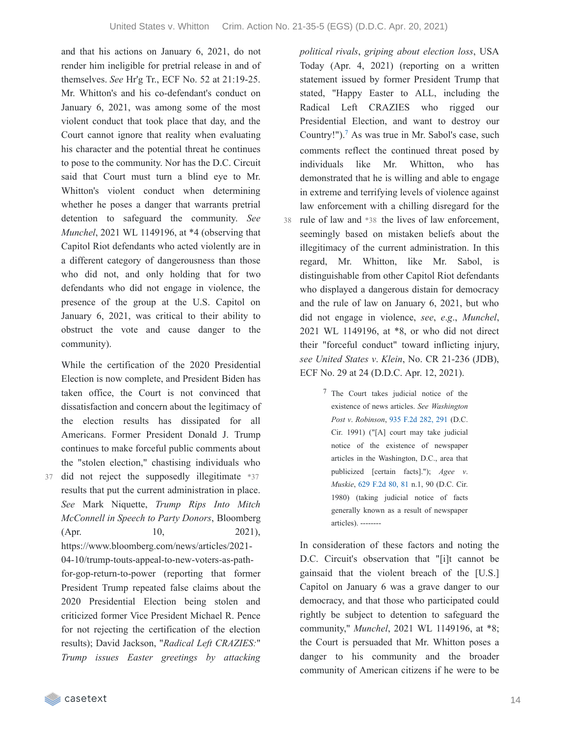and that his actions on January 6, 2021, do not render him ineligible for pretrial release in and of themselves. *See* Hr'g Tr., ECF No. 52 at 21:19-25. Mr. Whitton's and his co-defendant's conduct on January 6, 2021, was among some of the most violent conduct that took place that day, and the Court cannot ignore that reality when evaluating his character and the potential threat he continues to pose to the community. Nor has the D.C. Circuit said that Court must turn a blind eye to Mr. Whitton's violent conduct when determining whether he poses a danger that warrants pretrial detention to safeguard the community. *See Munchel*, 2021 WL 1149196, at *4 (observing that Capitol Riot defendants who acted violently are in a different category of dangerousness than those who did not, and only holding that for two defendants who did not engage in violence, the presence of the group at the U.S. Capitol on January 6, 2021, was critical to their ability to obstruct the vote and cause danger to the community).

While the certification of the 2020 Presidential Election is now complete, and President Biden has taken office, the Court is not convinced that dissatisfaction and concern about the legitimacy of the election results has dissipated for all Americans. Former President Donald J. Trump continues to make forceful public comments about the "stolen election," chastising individuals who did not reject the supposedly illegitimate *37 results that put the current administration in place. *See* Mark Niquette, *Trump Rips Into Mitch McConnell in Speech to Party Donors*, Bloomberg (Apr. 10, 2021), https://www.bloomberg.com/news/articles/2021-04-10/trump-touts-appeal-to-new-voters-as-path-for-gop-return-to-power (reporting that former President Trump repeated false claims about the 2020 Presidential Election being stolen and criticized former Vice President Michael R. Pence for not rejecting the certification of the election results); David Jackson, "*Radical Left CRAZIES:*" *Trump issues Easter greetings by attacking political rivals*, *griping about election loss*, USA Today (Apr. 4, 2021) (reporting on a written statement issued by former President Trump that stated, "Happy Easter to ALL, including the Radical Left CRAZIES who rigged our Presidential Election, and want to destroy our Country!").[7] As was true in Mr. Sabol's case, such comments reflect the continued threat posed by individuals like Mr. Whitton, who has demonstrated that he is willing and able to engage in extreme and terrifying levels of violence against law enforcement with a chilling disregard for the rule of law and *38 the lives of law enforcement, seemingly based on mistaken beliefs about the illegitimacy of the current administration. In this regard, Mr. Whitton, like Mr. Sabol, is distinguishable from other Capitol Riot defendants who displayed a dangerous distain for democracy and the rule of law on January 6, 2021, but who did not engage in violence, *see*, *e.g.*, *Munchel*, 2021 WL 1149196, at *8, or who did not direct their "forceful conduct" toward inflicting injury, *see United States v. Klein*, No. CR 21-236 (JDB), ECF No. 29 at 24 (D.D.C. Apr. 12, 2021).

> [7] The Court takes judicial notice of the existence of news articles. *See Washington Post v. Robinson*, 935 F.2d 282, 291 (D.C. Cir. 1991) ("[A] court may take judicial notice of the existence of newspaper articles in the Washington, D.C., area that publicized [certain facts]."); *Agee v. Muskie*, 629 F.2d 80, 81 n.1, 90 (D.C. Cir. 1980) (taking judicial notice of facts generally known as a result of newspaper articles). --------

In consideration of these factors and noting the D.C. Circuit's observation that "[i]t cannot be gainsaid that the violent breach of the [U.S.] Capitol on January 6 was a grave danger to our democracy, and that those who participated could rightly be subject to detention to safeguard the community," *Munchel*, 2021 WL 1149196, at *8; the Court is persuaded that Mr. Whitton poses a danger to his community and the broader community of American citizens if he were to be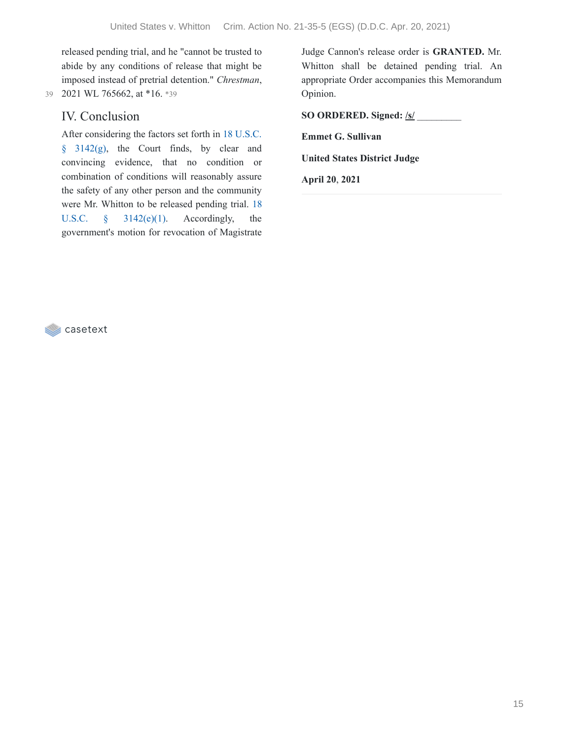released pending trial, and he "cannot be trusted to abide by any conditions of release that might be imposed instead of pretrial detention." *Chestman*, 2021 WL 765662, at *16. *39

## IV. Conclusion

After considering the factors set forth in 18 U.S.C. § 3142(g), the Court finds, by clear and convincing evidence, that no condition or combination of conditions will reasonably assure the safety of any other person and the community were Mr. Whitton to be released pending trial. 18 U.S.C. § 3142(e)(1). Accordingly, the government's motion for revocation of Magistrate Judge Cannon's release order is **GRANTED.** Mr. Whitton shall be detained pending trial. An appropriate Order accompanies this Memorandum Opinion.

**SO ORDERED. Signed: /s/ _________**

**Emmet G. Sullivan**

**United States District Judge**

**April 20, 2021**